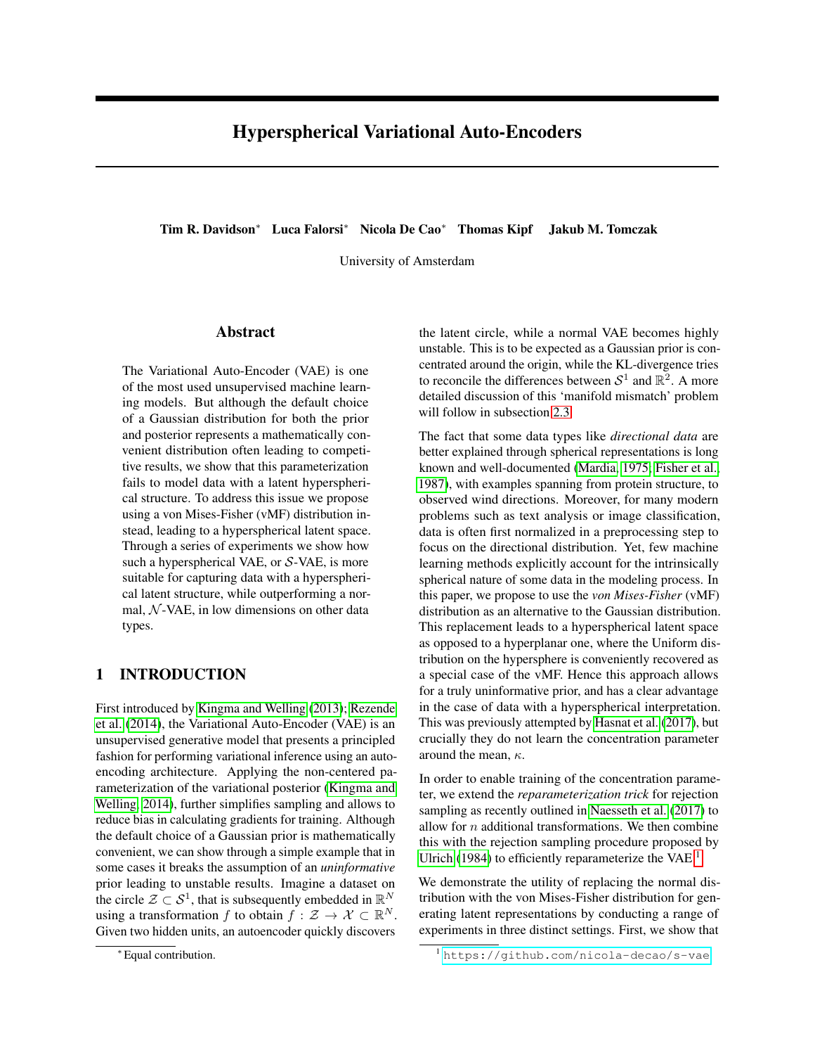# Hyperspherical Variational Auto-Encoders

**Tim R. Davidson**[*] **Luca Falorsi**[*] **Nicola De Cao**[*] **Thomas Kipf** **Jakub M. Tomczak**

University of Amsterdam

## Abstract

The Variational Auto-Encoder (VAE) is one of the most used unsupervised machine learning models. But although the default choice of a Gaussian distribution for both the prior and posterior represents a mathematically convenient distribution often leading to competitive results, we show that this parameterization fails to model data with a latent hyperspherical structure. To address this issue we propose using a von Mises-Fisher (vMF) distribution instead, leading to a hyperspherical latent space. Through a series of experiments we show how such a hyperspherical VAE, or $\mathcal{S}$-VAE, is more suitable for capturing data with a hyperspherical latent structure, while outperforming a normal, $\mathcal{N}$-VAE, in low dimensions on other data types.

## 1 INTRODUCTION

First introduced by Kingma and Welling (2013); Rezende et al. (2014), the Variational Auto-Encoder (VAE) is an unsupervised generative model that presents a principled fashion for performing variational inference using an auto-encoding architecture. Applying the non-centered parameterization of the variational posterior (Kingma and Welling, 2014), further simplifies sampling and allows to reduce bias in calculating gradients for training. Although the default choice of a Gaussian prior is mathematically convenient, we can show through a simple example that in some cases it breaks the assumption of an *uninformative* prior leading to unstable results. Imagine a dataset on the circle $\mathcal{Z} \subset \mathcal{S}^1$, that is subsequently embedded in $\mathbb{R}^N$ using a transformation $f$ to obtain $f : \mathcal{Z} \rightarrow \mathcal{X} \subset \mathbb{R}^N$. Given two hidden units, an autoencoder quickly discovers the latent circle, while a normal VAE becomes highly unstable. This is to be expected as a Gaussian prior is concentrated around the origin, while the KL-divergence tries to reconcile the differences between $\mathcal{S}^1$ and $\mathbb{R}^2$. A more detailed discussion of this 'manifold mismatch' problem will follow in subsection 2.3.

The fact that some data types like *directional data* are better explained through spherical representations is long known and well-documented (Mardia, 1975; Fisher et al., 1987), with examples spanning from protein structure, to observed wind directions. Moreover, for many modern problems such as text analysis or image classification, data is often first normalized in a preprocessing step to focus on the directional distribution. Yet, few machine learning methods explicitly account for the intrinsically spherical nature of some data in the modeling process. In this paper, we propose to use the *von Mises-Fisher* (vMF) distribution as an alternative to the Gaussian distribution. This replacement leads to a hyperspherical latent space as opposed to a hyperplanar one, where the Uniform distribution on the hypersphere is conveniently recovered as a special case of the vMF. Hence this approach allows for a truly uninformative prior, and has a clear advantage in the case of data with a hyperspherical interpretation. This was previously attempted by Hasnat et al. (2017), but crucially they do not learn the concentration parameter around the mean, $\kappa$.

In order to enable training of the concentration parameter, we extend the *reparameterization trick* for rejection sampling as recently outlined in Naesseth et al. (2017) to allow for $n$ additional transformations. We then combine this with the rejection sampling procedure proposed by Ulrich (1984) to efficiently reparameterize the VAE.[1]

We demonstrate the utility of replacing the normal distribution with the von Mises-Fisher distribution for generating latent representations by conducting a range of experiments in three distinct settings. First, we show that

[*] Equal contribution.

[1] https://github.com/nicola-decao/s-vae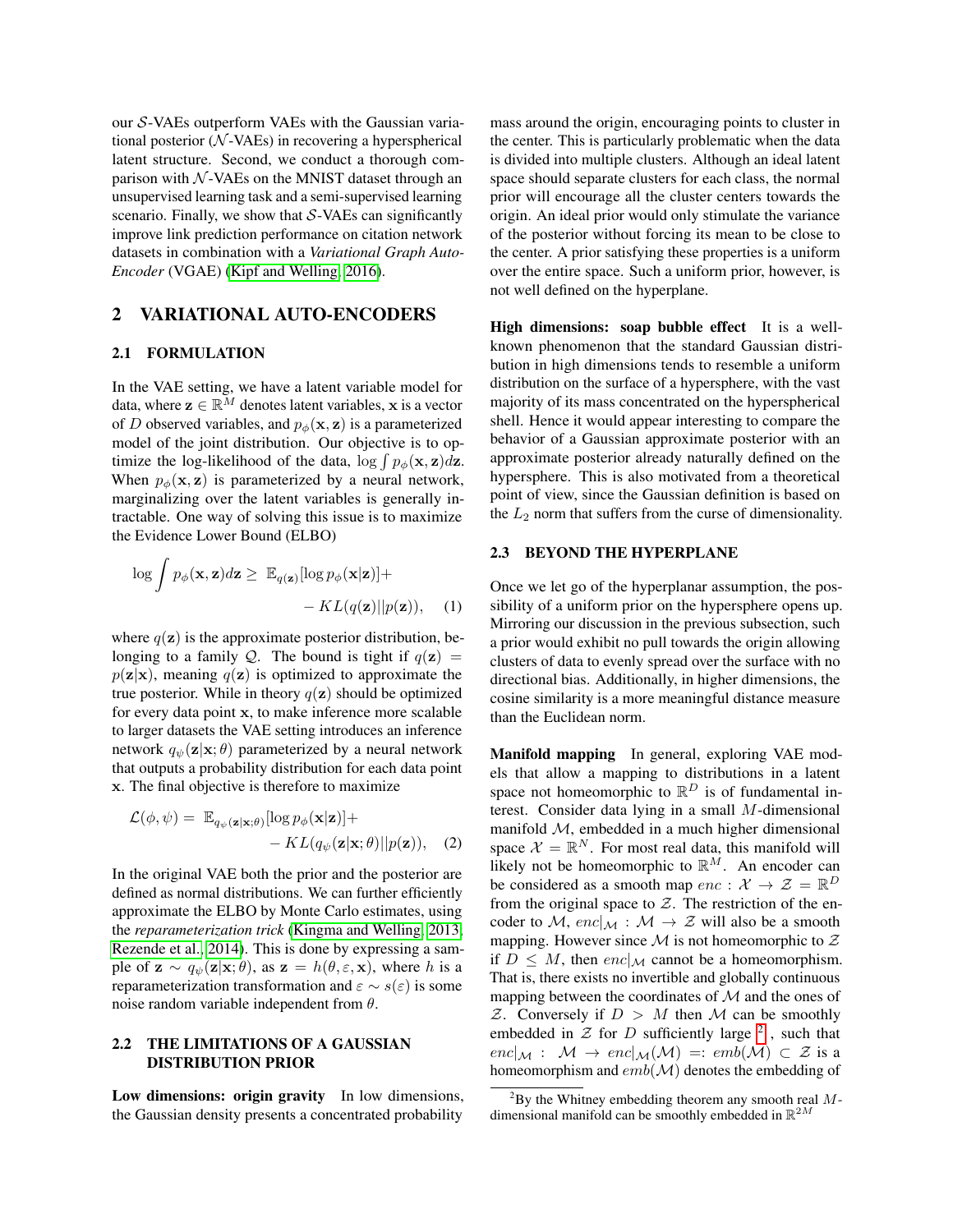our $\mathcal{S}$-VAEs outperform VAEs with the Gaussian variational posterior ($\mathcal{N}$-VAEs) in recovering a hyperspherical latent structure. Second, we conduct a thorough comparison with $\mathcal{N}$-VAEs on the MNIST dataset through an unsupervised learning task and a semi-supervised learning scenario. Finally, we show that $\mathcal{S}$-VAEs can significantly improve link prediction performance on citation network datasets in combination with a *Variational Graph Auto-Encoder* (VGAE) (Kipf and Welling, 2016).

## 2 VARIATIONAL AUTO-ENCODERS

### 2.1 FORMULATION

In the VAE setting, we have a latent variable model for data, where $\mathbf{z} \in \mathbb{R}^M$ denotes latent variables, $\mathbf{x}$ is a vector of $D$ observed variables, and $p_\phi(\mathbf{x}, \mathbf{z})$ is a parameterized model of the joint distribution. Our objective is to optimize the log-likelihood of the data, $\log \int p_\phi(\mathbf{x}, \mathbf{z}) d\mathbf{z}$. When $p_\phi(\mathbf{x}, \mathbf{z})$ is parameterized by a neural network, marginalizing over the latent variables is generally intractable. One way of solving this issue is to maximize the Evidence Lower Bound (ELBO)

$$\log \int p_\phi(\mathbf{x}, \mathbf{z}) d\mathbf{z} \geq \mathbb{E}_{q(\mathbf{z})}[\log p_\phi(\mathbf{x}|\mathbf{z})] + - KL(q(\mathbf{z})||p(\mathbf{z})), \quad (1)$$

where $q(\mathbf{z})$ is the approximate posterior distribution, belonging to a family $\mathcal{Q}$. The bound is tight if $q(\mathbf{z}) = p(\mathbf{z}|\mathbf{x})$, meaning $q(\mathbf{z})$ is optimized to approximate the true posterior. While in theory $q(\mathbf{z})$ should be optimized for every data point $\mathbf{x}$, to make inference more scalable to larger datasets the VAE setting introduces an inference network $q_\psi(\mathbf{z}|\mathbf{x}; \theta)$ parameterized by a neural network that outputs a probability distribution for each data point $\mathbf{x}$. The final objective is therefore to maximize

$$\mathcal{L}(\phi, \psi) = \mathbb{E}_{q_\psi(\mathbf{z}|\mathbf{x};\theta)}[\log p_\phi(\mathbf{x}|\mathbf{z})] + - KL(q_\psi(\mathbf{z}|\mathbf{x}; \theta)||p(\mathbf{z})), \quad (2)$$

In the original VAE both the prior and the posterior are defined as normal distributions. We can further efficiently approximate the ELBO by Monte Carlo estimates, using the *reparameterization trick* (Kingma and Welling, 2013; Rezende et al., 2014). This is done by expressing a sample of $\mathbf{z} \sim q_\psi(\mathbf{z}|\mathbf{x}; \theta)$, as $\mathbf{z} = h(\theta, \varepsilon, \mathbf{x})$, where $h$ is a reparameterization transformation and $\varepsilon \sim s(\varepsilon)$ is some noise random variable independent from $\theta$.

### 2.2 THE LIMITATIONS OF A GAUSSIAN DISTRIBUTION PRIOR

**Low dimensions: origin gravity** In low dimensions, the Gaussian density presents a concentrated probability mass around the origin, encouraging points to cluster in the center. This is particularly problematic when the data is divided into multiple clusters. Although an ideal latent space should separate clusters for each class, the normal prior will encourage all the cluster centers towards the origin. An ideal prior would only stimulate the variance of the posterior without forcing its mean to be close to the center. A prior satisfying these properties is a uniform over the entire space. Such a uniform prior, however, is not well defined on the hyperplane.

**High dimensions: soap bubble effect** It is a well-known phenomenon that the standard Gaussian distribution in high dimensions tends to resemble a uniform distribution on the surface of a hypersphere, with the vast majority of its mass concentrated on the hyperspherical shell. Hence it would appear interesting to compare the behavior of a Gaussian approximate posterior with an approximate posterior already naturally defined on the hypersphere. This is also motivated from a theoretical point of view, since the Gaussian definition is based on the $L_2$ norm that suffers from the curse of dimensionality.

### 2.3 BEYOND THE HYPERPLANE

Once we let go of the hyperplanar assumption, the possibility of a uniform prior on the hypersphere opens up. Mirroring our discussion in the previous subsection, such a prior would exhibit no pull towards the origin allowing clusters of data to evenly spread over the surface with no directional bias. Additionally, in higher dimensions, the cosine similarity is a more meaningful distance measure than the Euclidean norm.

**Manifold mapping** In general, exploring VAE models that allow a mapping to distributions in a latent space not homeomorphic to $\mathbb{R}^D$ is of fundamental interest. Consider data lying in a small $M$-dimensional manifold $\mathcal{M}$, embedded in a much higher dimensional space $\mathcal{X} = \mathbb{R}^N$. For most real data, this manifold will likely not be homeomorphic to $\mathbb{R}^M$. An encoder can be considered as a smooth map $enc : \mathcal{X} \to \mathcal{Z} = \mathbb{R}^D$ from the original space to $\mathcal{Z}$. The restriction of the encoder to $\mathcal{M}$, $enc|_\mathcal{M} : \mathcal{M} \to \mathcal{Z}$ will also be a smooth mapping. However since $\mathcal{M}$ is not homeomorphic to $\mathcal{Z}$ if $D \leq M$, then $enc|_\mathcal{M}$ cannot be a homeomorphism. That is, there exists no invertible and globally continuous mapping between the coordinates of $\mathcal{M}$ and the ones of $\mathcal{Z}$. Conversely if $D > M$ then $\mathcal{M}$ can be smoothly embedded in $\mathcal{Z}$ for $D$ sufficiently large [2], such that $enc|_\mathcal{M} : \mathcal{M} \to enc|_\mathcal{M}(\mathcal{M}) =: emb(\mathcal{M}) \subset \mathcal{Z}$ is a homeomorphism and $emb(\mathcal{M})$ denotes the embedding of

[2] By the Whitney embedding theorem any smooth real $M$-dimensional manifold can be smoothly embedded in $\mathbb{R}^{2M}$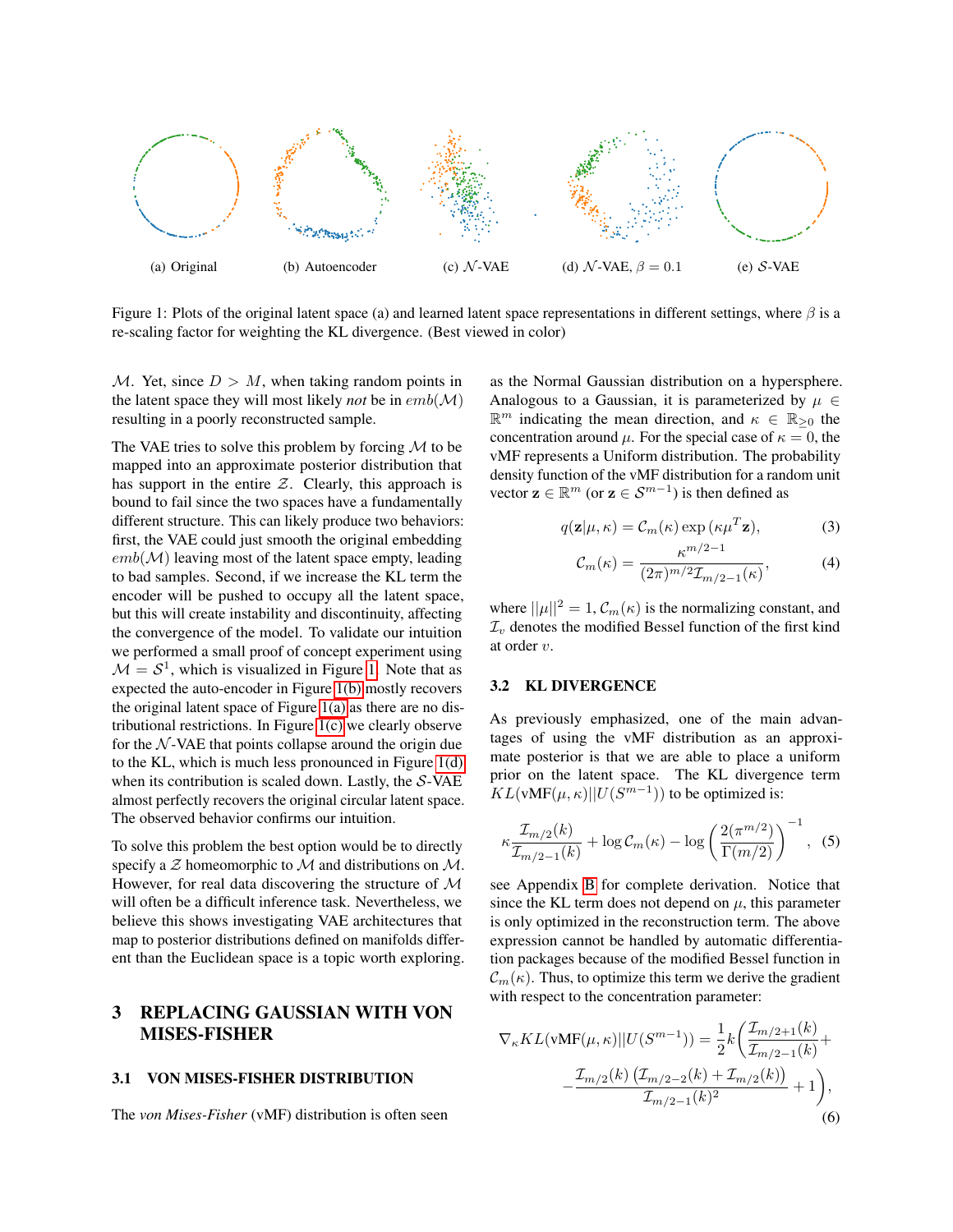(a) Original (b) Autoencoder (c) $\mathcal{N}$-VAE (d) $\mathcal{N}$-VAE, $\beta = 0.1$ (e) $\mathcal{S}$-VAE

Figure 1: Plots of the original latent space (a) and learned latent space representations in different settings, where $\beta$ is a re-scaling factor for weighting the KL divergence. (Best viewed in color)

$\mathcal{M}$. Yet, since $D > M$, when taking random points in the latent space they will most likely *not* be in $emb(\mathcal{M})$ resulting in a poorly reconstructed sample.

The VAE tries to solve this problem by forcing $\mathcal{M}$ to be mapped into an approximate posterior distribution that has support in the entire $\mathcal{Z}$. Clearly, this approach is bound to fail since the two spaces have a fundamentally different structure. This can likely produce two behaviors: first, the VAE could just smooth the original embedding $emb(\mathcal{M})$ leaving most of the latent space empty, leading to bad samples. Second, if we increase the KL term the encoder will be pushed to occupy all the latent space, but this will create instability and discontinuity, affecting the convergence of the model. To validate our intuition we performed a small proof of concept experiment using $\mathcal{M} = \mathcal{S}^1$, which is visualized in Figure 1. Note that as expected the auto-encoder in Figure 1(b) mostly recovers the original latent space of Figure 1(a) as there are no distributional restrictions. In Figure 1(c) we clearly observe for the $\mathcal{N}$-VAE that points collapse around the origin due to the KL, which is much less pronounced in Figure 1(d) when its contribution is scaled down. Lastly, the $\mathcal{S}$-VAE almost perfectly recovers the original circular latent space. The observed behavior confirms our intuition.

To solve this problem the best option would be to directly specify a $\mathcal{Z}$ homeomorphic to $\mathcal{M}$ and distributions on $\mathcal{M}$. However, for real data discovering the structure of $\mathcal{M}$ will often be a difficult inference task. Nevertheless, we believe this shows investigating VAE architectures that map to posterior distributions defined on manifolds different than the Euclidean space is a topic worth exploring.

# 3 REPLACING GAUSSIAN WITH VON MISES-FISHER

## 3.1 VON MISES-FISHER DISTRIBUTION

The *von Mises-Fisher* (vMF) distribution is often seen as the Normal Gaussian distribution on a hypersphere. Analogous to a Gaussian, it is parameterized by $\mu \in \mathbb{R}^m$ indicating the mean direction, and $\kappa \in \mathbb{R}_{\geq 0}$ the concentration around $\mu$. For the special case of $\kappa = 0$, the vMF represents a Uniform distribution. The probability density function of the vMF distribution for a random unit vector $\mathbf{z} \in \mathbb{R}^m$ (or $\mathbf{z} \in \mathcal{S}^{m-1}$) is then defined as

$$q(\mathbf{z}|\mu, \kappa) = \mathcal{C}_m(\kappa) \exp\left(\kappa \mu^T \mathbf{z}\right), \tag{3}$$

$$\mathcal{C}_m(\kappa) = \frac{\kappa^{m/2-1}}{(2\pi)^{m/2} \mathcal{I}_{m/2-1}(\kappa)}, \tag{4}$$

where $||\mu||^2 = 1$, $\mathcal{C}_m(\kappa)$ is the normalizing constant, and $\mathcal{I}_v$ denotes the modified Bessel function of the first kind at order $v$.

## 3.2 KL DIVERGENCE

As previously emphasized, one of the main advantages of using the vMF distribution as an approximate posterior is that we are able to place a uniform prior on the latent space. The KL divergence term $KL(\text{vMF}(\mu, \kappa)||U(S^{m-1}))$ to be optimized is:

$$\kappa \frac{\mathcal{I}_{m/2}(k)}{\mathcal{I}_{m/2-1}(k)} + \log \mathcal{C}_m(\kappa) - \log \left( \frac{2(\pi^{m/2})}{\Gamma(m/2)} \right)^{-1}, \tag{5}$$

see Appendix B for complete derivation. Notice that since the KL term does not depend on $\mu$, this parameter is only optimized in the reconstruction term. The above expression cannot be handled by automatic differentiation packages because of the modified Bessel function in $\mathcal{C}_m(\kappa)$. Thus, to optimize this term we derive the gradient with respect to the concentration parameter:

$$\nabla_\kappa KL(\text{vMF}(\mu, \kappa)||U(S^{m-1})) = \frac{1}{2} k \Bigg( \frac{\mathcal{I}_{m/2+1}(k)}{\mathcal{I}_{m/2-1}(k)} + \\ - \frac{\mathcal{I}_{m/2}(k) \left( \mathcal{I}_{m/2-2}(k) + \mathcal{I}_{m/2}(k) \right)}{\mathcal{I}_{m/2-1}(k)^2} + 1 \Bigg), \tag{6}$$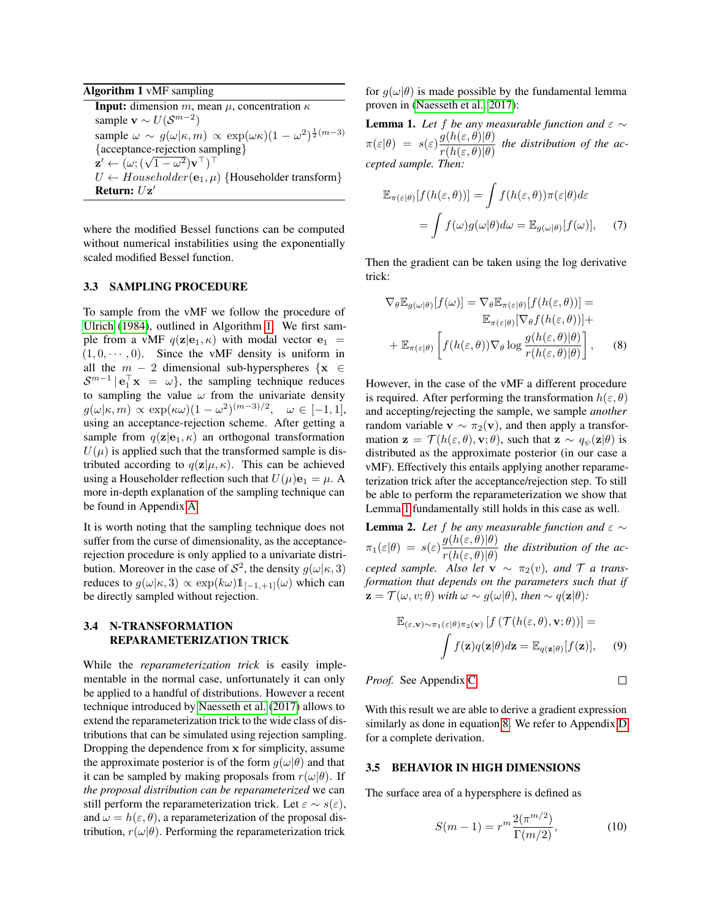**Algorithm 1** vMF sampling

**Input:** dimension $m$, mean $\mu$, concentration $\kappa$
sample $\mathbf{v} \sim U(\mathcal{S}^{m-2})$
sample $\omega \sim g(\omega|\kappa, m) \propto \exp(\omega\kappa)(1-\omega^2)^{\frac{1}{2}(m-3)}$ {acceptance-rejection sampling}
$\mathbf{z}' \leftarrow (\omega; (\sqrt{1-\omega^2})\mathbf{v}^\top)^\top$
$U \leftarrow Householder(\mathbf{e}_1, \mu)$ {Householder transform}
**Return:** $U\mathbf{z}'$

where the modified Bessel functions can be computed without numerical instabilities using the exponentially scaled modified Bessel function.

### 3.3 SAMPLING PROCEDURE

To sample from the vMF we follow the procedure of Ulrich (1984), outlined in Algorithm 1. We first sample from a vMF $q(\mathbf{z}|\mathbf{e}_1, \kappa)$ with modal vector $\mathbf{e}_1 = (1, 0, \cdots, 0)$. Since the vMF density is uniform in all the $m-2$ dimensional sub-hyperspheres $\{\mathbf{x} \in \mathcal{S}^{m-1} \,|\, \mathbf{e}_1^\top \mathbf{x} = \omega\}$, the sampling technique reduces to sampling the value $\omega$ from the univariate density $g(\omega|\kappa, m) \propto \exp(\kappa\omega)(1-\omega^2)^{(m-3)/2}, \quad \omega \in [-1, 1]$, using an acceptance-rejection scheme. After getting a sample from $q(\mathbf{z}|\mathbf{e}_1, \kappa)$ an orthogonal transformation $U(\mu)$ is applied such that the transformed sample is distributed according to $q(\mathbf{z}|\mu, \kappa)$. This can be achieved using a Householder reflection such that $U(\mu)\mathbf{e}_1 = \mu$. A more in-depth explanation of the sampling technique can be found in Appendix A.

It is worth noting that the sampling technique does not suffer from the curse of dimensionality, as the acceptance-rejection procedure is only applied to a univariate distribution. Moreover in the case of $\mathcal{S}^2$, the density $g(\omega|\kappa, 3)$ reduces to $g(\omega|\kappa, 3) \propto \exp(k\omega)\mathbb{1}_{[-1,+1]}(\omega)$ which can be directly sampled without rejection.

### 3.4 N-TRANSFORMATION REPARAMETERIZATION TRICK

While the *reparameterization trick* is easily implementable in the normal case, unfortunately it can only be applied to a handful of distributions. However a recent technique introduced by Naesseth et al. (2017) allows to extend the reparameterization trick to the wide class of distributions that can be simulated using rejection sampling. Dropping the dependence from $\mathbf{x}$ for simplicity, assume the approximate posterior is of the form $g(\omega|\theta)$ and that it can be sampled by making proposals from $r(\omega|\theta)$. If *the proposal distribution can be reparameterized* we can still perform the reparameterization trick. Let $\varepsilon \sim s(\varepsilon)$, and $\omega = h(\varepsilon, \theta)$, a reparameterization of the proposal distribution, $r(\omega|\theta)$. Performing the reparameterization trick for $g(\omega|\theta)$ is made possible by the fundamental lemma proven in (Naesseth et al., 2017):

**Lemma 1.** *Let $f$ be any measurable function and $\varepsilon \sim \pi(\varepsilon|\theta) = s(\varepsilon)\dfrac{g(h(\varepsilon,\theta)|\theta)}{r(h(\varepsilon,\theta)|\theta)}$ the distribution of the accepted sample. Then:*

$$
\begin{aligned}
\mathbb{E}_{\pi(\varepsilon|\theta)}[f(h(\varepsilon,\theta))] &= \int f(h(\varepsilon,\theta))\pi(\varepsilon|\theta)d\varepsilon \\
&= \int f(\omega)g(\omega|\theta)d\omega = \mathbb{E}_{g(\omega|\theta)}[f(\omega)],
\end{aligned}
\tag{7}
$$

Then the gradient can be taken using the log derivative trick:

$$
\begin{aligned}
\nabla_\theta \mathbb{E}_{g(\omega|\theta)}[f(\omega)] = \nabla_\theta \mathbb{E}_{\pi(\varepsilon|\theta)}[f(h(\varepsilon,\theta))] = \\
\mathbb{E}_{\pi(\varepsilon|\theta)}[\nabla_\theta f(h(\varepsilon,\theta))] + \\
+ \mathbb{E}_{\pi(\varepsilon|\theta)}\left[f(h(\varepsilon,\theta))\nabla_\theta \log \frac{g(h(\varepsilon,\theta)|\theta)}{r(h(\varepsilon,\theta)|\theta)}\right],
\end{aligned}
\tag{8}
$$

However, in the case of the vMF a different procedure is required. After performing the transformation $h(\varepsilon, \theta)$ and accepting/rejecting the sample, we sample *another* random variable $\mathbf{v} \sim \pi_2(\mathbf{v})$, and then apply a transformation $\mathbf{z} = \mathcal{T}(h(\varepsilon,\theta), \mathbf{v}; \theta)$, such that $\mathbf{z} \sim q_\psi(\mathbf{z}|\theta)$ is distributed as the approximate posterior (in our case a vMF). Effectively this entails applying another reparameterization trick after the acceptance/rejection step. To still be able to perform the reparameterization we show that Lemma 1 fundamentally still holds in this case as well.

**Lemma 2.** *Let $f$ be any measurable function and $\varepsilon \sim \pi_1(\varepsilon|\theta) = s(\varepsilon)\dfrac{g(h(\varepsilon,\theta)|\theta)}{r(h(\varepsilon,\theta)|\theta)}$ the distribution of the accepted sample. Also let $\mathbf{v} \sim \pi_2(v)$, and $\mathcal{T}$ a transformation that depends on the parameters such that if $\mathbf{z} = \mathcal{T}(\omega, v; \theta)$ with $\omega \sim g(\omega|\theta)$, then $\sim q(\mathbf{z}|\theta)$:*

$$
\begin{aligned}
\mathbb{E}_{(\varepsilon,\mathbf{v})\sim\pi_1(\varepsilon|\theta)\pi_2(\mathbf{v})}\left[f\left(\mathcal{T}(h(\varepsilon,\theta),\mathbf{v};\theta)\right)\right] = \\
\int f(\mathbf{z})q(\mathbf{z}|\theta)d\mathbf{z} = \mathbb{E}_{q(\mathbf{z}|\theta)}[f(\mathbf{z})],
\end{aligned}
\tag{9}
$$

*Proof.* See Appendix C. □

With this result we are able to derive a gradient expression similarly as done in equation 8. We refer to Appendix D for a complete derivation.

### 3.5 BEHAVIOR IN HIGH DIMENSIONS

The surface area of a hypersphere is defined as

$$
S(m-1) = r^m \frac{2(\pi^{m/2})}{\Gamma(m/2)},
\tag{10}
$$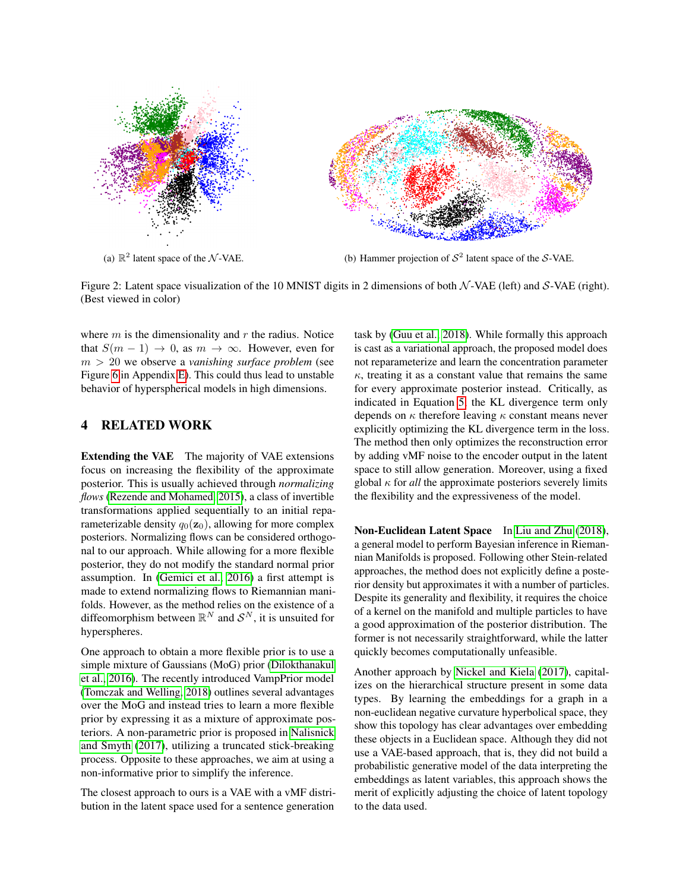(a) $\mathbb{R}^2$ latent space of the $\mathcal{N}$-VAE.

(b) Hammer projection of $\mathcal{S}^2$ latent space of the $\mathcal{S}$-VAE.

Figure 2: Latent space visualization of the 10 MNIST digits in 2 dimensions of both $\mathcal{N}$-VAE (left) and $\mathcal{S}$-VAE (right). (Best viewed in color)

where $m$ is the dimensionality and $r$ the radius. Notice that $S(m-1) \to 0$, as $m \to \infty$. However, even for $m > 20$ we observe a *vanishing surface problem* (see Figure 6 in Appendix E). This could thus lead to unstable behavior of hyperspherical models in high dimensions.

## 4 RELATED WORK

**Extending the VAE** The majority of VAE extensions focus on increasing the flexibility of the approximate posterior. This is usually achieved through *normalizing flows* (Rezende and Mohamed, 2015), a class of invertible transformations applied sequentially to an initial reparameterizable density $q_0(\mathbf{z}_0)$, allowing for more complex posteriors. Normalizing flows can be considered orthogonal to our approach. While allowing for a more flexible posterior, they do not modify the standard normal prior assumption. In (Gemici et al., 2016) a first attempt is made to extend normalizing flows to Riemannian manifolds. However, as the method relies on the existence of a diffeomorphism between $\mathbb{R}^N$ and $\mathcal{S}^N$, it is unsuited for hyperspheres.

One approach to obtain a more flexible prior is to use a simple mixture of Gaussians (MoG) prior (Dilokthanakul et al., 2016). The recently introduced VampPrior model (Tomczak and Welling, 2018) outlines several advantages over the MoG and instead tries to learn a more flexible prior by expressing it as a mixture of approximate posteriors. A non-parametric prior is proposed in Nalisnick and Smyth (2017), utilizing a truncated stick-breaking process. Opposite to these approaches, we aim at using a non-informative prior to simplify the inference.

The closest approach to ours is a VAE with a vMF distribution in the latent space used for a sentence generation task by (Guu et al., 2018). While formally this approach is cast as a variational approach, the proposed model does not reparameterize and learn the concentration parameter $\kappa$, treating it as a constant value that remains the same for every approximate posterior instead. Critically, as indicated in Equation 5, the KL divergence term only depends on $\kappa$ therefore leaving $\kappa$ constant means never explicitly optimizing the KL divergence term in the loss. The method then only optimizes the reconstruction error by adding vMF noise to the encoder output in the latent space to still allow generation. Moreover, using a fixed global $\kappa$ for *all* the approximate posteriors severely limits the flexibility and the expressiveness of the model.

**Non-Euclidean Latent Space** In Liu and Zhu (2018), a general model to perform Bayesian inference in Riemannian Manifolds is proposed. Following other Stein-related approaches, the method does not explicitly define a posterior density but approximates it with a number of particles. Despite its generality and flexibility, it requires the choice of a kernel on the manifold and multiple particles to have a good approximation of the posterior distribution. The former is not necessarily straightforward, while the latter quickly becomes computationally unfeasible.

Another approach by Nickel and Kiela (2017), capitalizes on the hierarchical structure present in some data types. By learning the embeddings for a graph in a non-euclidean negative curvature hyperbolical space, they show this topology has clear advantages over embedding these objects in a Euclidean space. Although they did not use a VAE-based approach, that is, they did not build a probabilistic generative model of the data interpreting the embeddings as latent variables, this approach shows the merit of explicitly adjusting the choice of latent topology to the data used.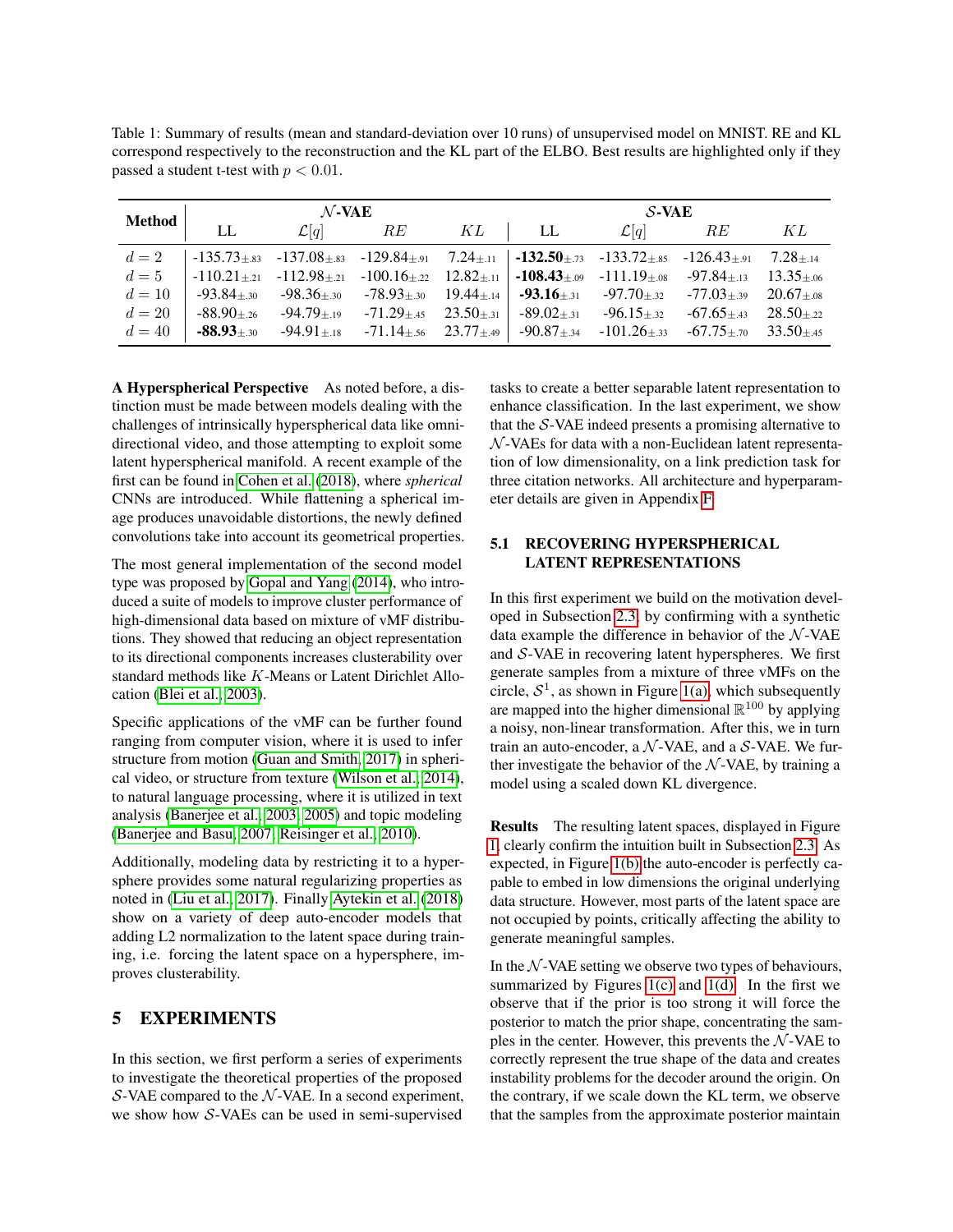Table 1: Summary of results (mean and standard-deviation over 10 runs) of unsupervised model on MNIST. RE and KL correspond respectively to the reconstruction and the KL part of the ELBO. Best results are highlighted only if they passed a student t-test with $p < 0.01$.

| Method | $\mathcal{N}$-VAE | | | | $\mathcal{S}$-VAE | | | |
|---|---|---|---|---|---|---|---|---|
| | LL | $\mathcal{L}[q]$ | $RE$ | $KL$ | LL | $\mathcal{L}[q]$ | $RE$ | $KL$ |
| $d = 2$ | -135.73$_{\pm.83}$ | -137.08$_{\pm.83}$ | -129.84$_{\pm.91}$ | 7.24$_{\pm.11}$ | **-132.50**$_{\pm.73}$ | -133.72$_{\pm.85}$ | -126.43$_{\pm.91}$ | 7.28$_{\pm.14}$ |
| $d = 5$ | -110.21$_{\pm.21}$ | -112.98$_{\pm.21}$ | -100.16$_{\pm.22}$ | 12.82$_{\pm.11}$ | **-108.43**$_{\pm.09}$ | -111.19$_{\pm.08}$ | -97.84$_{\pm.13}$ | 13.35$_{\pm.06}$ |
| $d = 10$ | -93.84$_{\pm.30}$ | -98.36$_{\pm.30}$ | -78.93$_{\pm.30}$ | 19.44$_{\pm.14}$ | **-93.16**$_{\pm.31}$ | -97.70$_{\pm.32}$ | -77.03$_{\pm.39}$ | 20.67$_{\pm.08}$ |
| $d = 20$ | -88.90$_{\pm.26}$ | -94.79$_{\pm.19}$ | -71.29$_{\pm.45}$ | 23.50$_{\pm.31}$ | -89.02$_{\pm.31}$ | -96.15$_{\pm.32}$ | -67.65$_{\pm.43}$ | 28.50$_{\pm.22}$ |
| $d = 40$ | **-88.93**$_{\pm.30}$ | -94.91$_{\pm.18}$ | -71.14$_{\pm.56}$ | 23.77$_{\pm.49}$ | -90.87$_{\pm.34}$ | -101.26$_{\pm.33}$ | -67.75$_{\pm.70}$ | 33.50$_{\pm.45}$ |

**A Hyperspherical Perspective** As noted before, a distinction must be made between models dealing with the challenges of intrinsically hyperspherical data like omnidirectional video, and those attempting to exploit some latent hyperspherical manifold. A recent example of the first can be found in Cohen et al. (2018), where *spherical* CNNs are introduced. While flattening a spherical image produces unavoidable distortions, the newly defined convolutions take into account its geometrical properties.

The most general implementation of the second model type was proposed by Gopal and Yang (2014), who introduced a suite of models to improve cluster performance of high-dimensional data based on mixture of vMF distributions. They showed that reducing an object representation to its directional components increases clusterability over standard methods like $K$-Means or Latent Dirichlet Allocation (Blei et al., 2003).

Specific applications of the vMF can be further found ranging from computer vision, where it is used to infer structure from motion (Guan and Smith, 2017) in spherical video, or structure from texture (Wilson et al., 2014), to natural language processing, where it is utilized in text analysis (Banerjee et al., 2003, 2005) and topic modeling (Banerjee and Basu, 2007; Reisinger et al., 2010).

Additionally, modeling data by restricting it to a hypersphere provides some natural regularizing properties as noted in (Liu et al., 2017). Finally Aytekin et al. (2018) show on a variety of deep auto-encoder models that adding L2 normalization to the latent space during training, i.e. forcing the latent space on a hypersphere, improves clusterability.

## 5 EXPERIMENTS

In this section, we first perform a series of experiments to investigate the theoretical properties of the proposed $\mathcal{S}$-VAE compared to the $\mathcal{N}$-VAE. In a second experiment, we show how $\mathcal{S}$-VAEs can be used in semi-supervised tasks to create a better separable latent representation to enhance classification. In the last experiment, we show that the $\mathcal{S}$-VAE indeed presents a promising alternative to $\mathcal{N}$-VAEs for data with a non-Euclidean latent representation of low dimensionality, on a link prediction task for three citation networks. All architecture and hyperparameter details are given in Appendix F.

### 5.1 RECOVERING HYPERSPHERICAL LATENT REPRESENTATIONS

In this first experiment we build on the motivation developed in Subsection 2.3, by confirming with a synthetic data example the difference in behavior of the $\mathcal{N}$-VAE and $\mathcal{S}$-VAE in recovering latent hyperspheres. We first generate samples from a mixture of three vMFs on the circle, $\mathcal{S}^1$, as shown in Figure 1(a), which subsequently are mapped into the higher dimensional $\mathbb{R}^{100}$ by applying a noisy, non-linear transformation. After this, we in turn train an auto-encoder, a $\mathcal{N}$-VAE, and a $\mathcal{S}$-VAE. We further investigate the behavior of the $\mathcal{N}$-VAE, by training a model using a scaled down KL divergence.

**Results** The resulting latent spaces, displayed in Figure 1, clearly confirm the intuition built in Subsection 2.3. As expected, in Figure 1(b) the auto-encoder is perfectly capable to embed in low dimensions the original underlying data structure. However, most parts of the latent space are not occupied by points, critically affecting the ability to generate meaningful samples.

In the $\mathcal{N}$-VAE setting we observe two types of behaviours, summarized by Figures 1(c) and 1(d). In the first we observe that if the prior is too strong it will force the posterior to match the prior shape, concentrating the samples in the center. However, this prevents the $\mathcal{N}$-VAE to correctly represent the true shape of the data and creates instability problems for the decoder around the origin. On the contrary, if we scale down the KL term, we observe that the samples from the approximate posterior maintain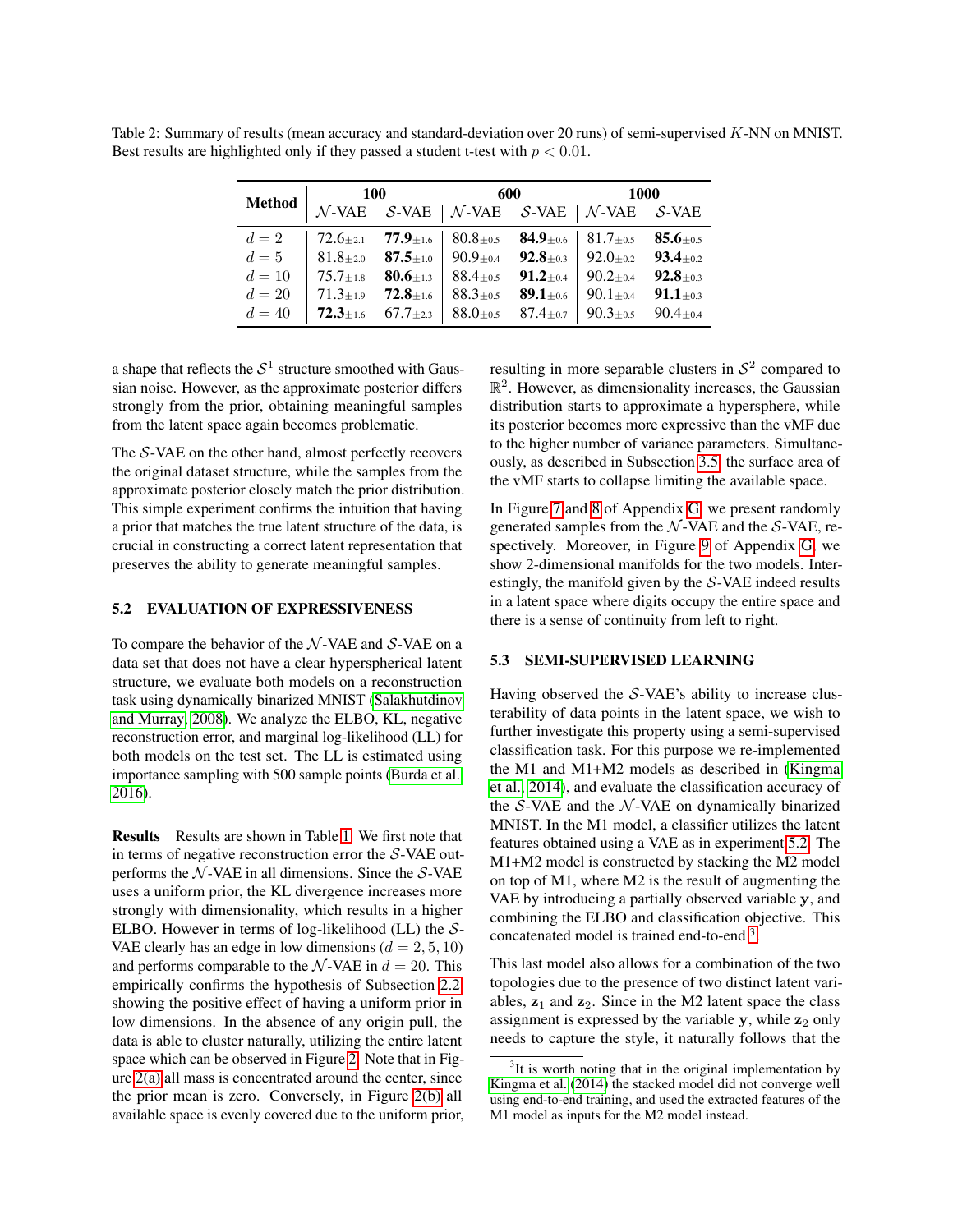Table 2: Summary of results (mean accuracy and standard-deviation over 20 runs) of semi-supervised $K$-NN on MNIST. Best results are highlighted only if they passed a student t-test with $p < 0.01$.

| Method | 100 | | 600 | | 1000 | |
|---|---|---|---|---|---|---|
| | $\mathcal{N}$-VAE | $\mathcal{S}$-VAE | $\mathcal{N}$-VAE | $\mathcal{S}$-VAE | $\mathcal{N}$-VAE | $\mathcal{S}$-VAE |
| $d = 2$ | 72.6$_{\pm 2.1}$ | **77.9**$_{\pm 1.6}$ | 80.8$_{\pm 0.5}$ | **84.9**$_{\pm 0.6}$ | 81.7$_{\pm 0.5}$ | **85.6**$_{\pm 0.5}$ |
| $d = 5$ | 81.8$_{\pm 2.0}$ | **87.5**$_{\pm 1.0}$ | 90.9$_{\pm 0.4}$ | **92.8**$_{\pm 0.3}$ | 92.0$_{\pm 0.2}$ | **93.4**$_{\pm 0.2}$ |
| $d = 10$ | 75.7$_{\pm 1.8}$ | **80.6**$_{\pm 1.3}$ | 88.4$_{\pm 0.5}$ | **91.2**$_{\pm 0.4}$ | 90.2$_{\pm 0.4}$ | **92.8**$_{\pm 0.3}$ |
| $d = 20$ | 71.3$_{\pm 1.9}$ | **72.8**$_{\pm 1.6}$ | 88.3$_{\pm 0.5}$ | **89.1**$_{\pm 0.6}$ | 90.1$_{\pm 0.4}$ | **91.1**$_{\pm 0.3}$ |
| $d = 40$ | **72.3**$_{\pm 1.6}$ | 67.7$_{\pm 2.3}$ | 88.0$_{\pm 0.5}$ | 87.4$_{\pm 0.7}$ | 90.3$_{\pm 0.5}$ | 90.4$_{\pm 0.4}$ |

a shape that reflects the $\mathcal{S}^1$ structure smoothed with Gaussian noise. However, as the approximate posterior differs strongly from the prior, obtaining meaningful samples from the latent space again becomes problematic.

The $\mathcal{S}$-VAE on the other hand, almost perfectly recovers the original dataset structure, while the samples from the approximate posterior closely match the prior distribution. This simple experiment confirms the intuition that having a prior that matches the true latent structure of the data, is crucial in constructing a correct latent representation that preserves the ability to generate meaningful samples.

### 5.2 EVALUATION OF EXPRESSIVENESS

To compare the behavior of the $\mathcal{N}$-VAE and $\mathcal{S}$-VAE on a data set that does not have a clear hyperspherical latent structure, we evaluate both models on a reconstruction task using dynamically binarized MNIST (Salakhutdinov and Murray, 2008). We analyze the ELBO, KL, negative reconstruction error, and marginal log-likelihood (LL) for both models on the test set. The LL is estimated using importance sampling with 500 sample points (Burda et al., 2016).

**Results** Results are shown in Table 1. We first note that in terms of negative reconstruction error the $\mathcal{S}$-VAE outperforms the $\mathcal{N}$-VAE in all dimensions. Since the $\mathcal{S}$-VAE uses a uniform prior, the KL divergence increases more strongly with dimensionality, which results in a higher ELBO. However in terms of log-likelihood (LL) the $\mathcal{S}$-VAE clearly has an edge in low dimensions ($d = 2, 5, 10$) and performs comparable to the $\mathcal{N}$-VAE in $d = 20$. This empirically confirms the hypothesis of Subsection 2.2, showing the positive effect of having a uniform prior in low dimensions. In the absence of any origin pull, the data is able to cluster naturally, utilizing the entire latent space which can be observed in Figure 2. Note that in Figure 2(a) all mass is concentrated around the center, since the prior mean is zero. Conversely, in Figure 2(b) all available space is evenly covered due to the uniform prior, resulting in more separable clusters in $\mathcal{S}^2$ compared to $\mathbb{R}^2$. However, as dimensionality increases, the Gaussian distribution starts to approximate a hypersphere, while its posterior becomes more expressive than the vMF due to the higher number of variance parameters. Simultaneously, as described in Subsection 3.5, the surface area of the vMF starts to collapse limiting the available space.

In Figure 7 and 8 of Appendix G, we present randomly generated samples from the $\mathcal{N}$-VAE and the $\mathcal{S}$-VAE, respectively. Moreover, in Figure 9 of Appendix G, we show 2-dimensional manifolds for the two models. Interestingly, the manifold given by the $\mathcal{S}$-VAE indeed results in a latent space where digits occupy the entire space and there is a sense of continuity from left to right.

### 5.3 SEMI-SUPERVISED LEARNING

Having observed the $\mathcal{S}$-VAE's ability to increase clusterability of data points in the latent space, we wish to further investigate this property using a semi-supervised classification task. For this purpose we re-implemented the M1 and M1+M2 models as described in (Kingma et al., 2014), and evaluate the classification accuracy of the $\mathcal{S}$-VAE and the $\mathcal{N}$-VAE on dynamically binarized MNIST. In the M1 model, a classifier utilizes the latent features obtained using a VAE as in experiment 5.2. The M1+M2 model is constructed by stacking the M2 model on top of M1, where M2 is the result of augmenting the VAE by introducing a partially observed variable $\mathbf{y}$, and combining the ELBO and classification objective. This concatenated model is trained end-to-end.[3]

This last model also allows for a combination of the two topologies due to the presence of two distinct latent variables, $\mathbf{z}_1$ and $\mathbf{z}_2$. Since in the M2 latent space the class assignment is expressed by the variable $\mathbf{y}$, while $\mathbf{z}_2$ only needs to capture the style, it naturally follows that the

[3] It is worth noting that in the original implementation by Kingma et al. (2014) the stacked model did not converge well using end-to-end training, and used the extracted features of the M1 model as inputs for the M2 model instead.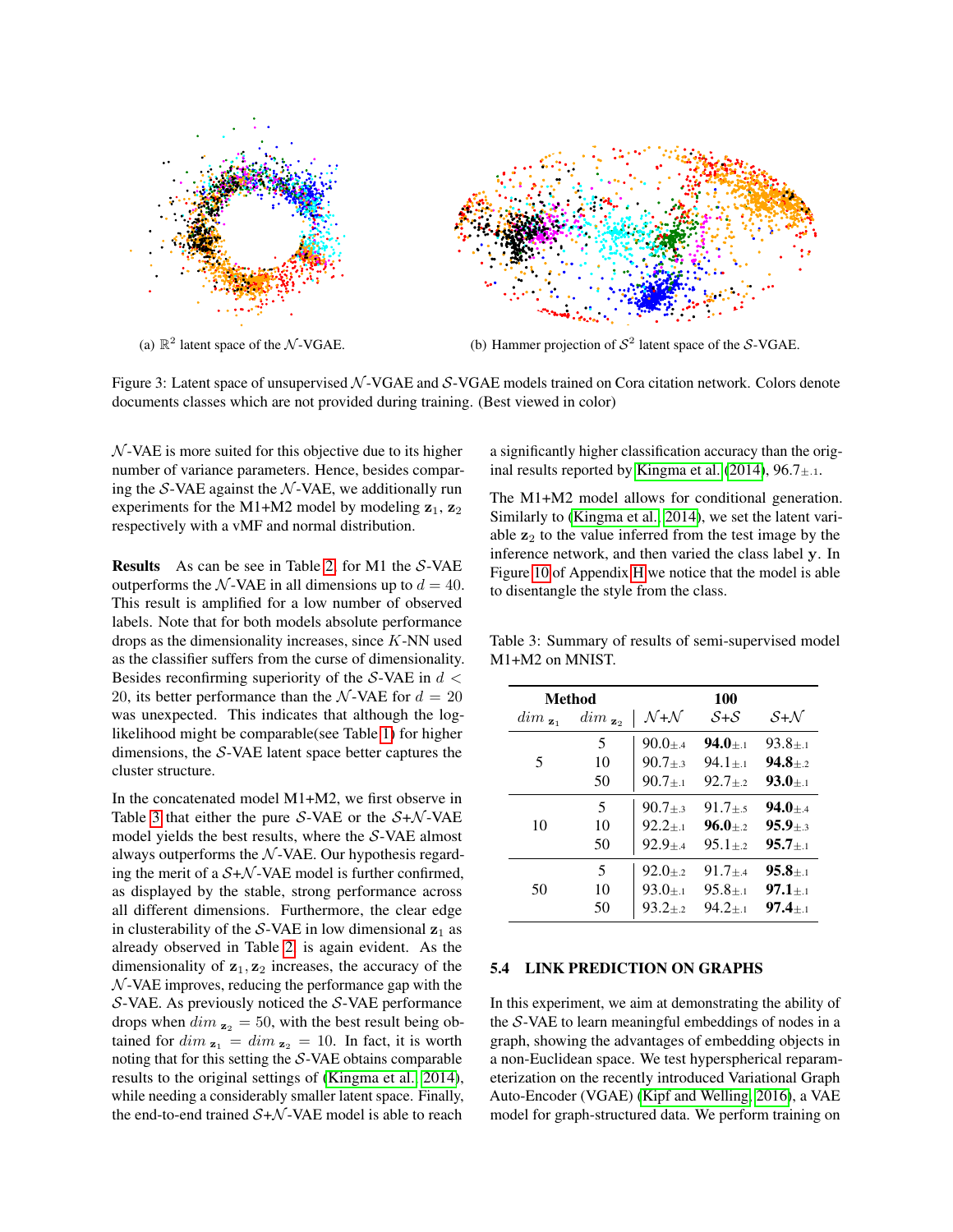(a) $\mathbb{R}^2$ latent space of the $\mathcal{N}$-VGAE.

(b) Hammer projection of $\mathcal{S}^2$ latent space of the $\mathcal{S}$-VGAE.

Figure 3: Latent space of unsupervised $\mathcal{N}$-VGAE and $\mathcal{S}$-VGAE models trained on Cora citation network. Colors denote documents classes which are not provided during training. (Best viewed in color)

$\mathcal{N}$-VAE is more suited for this objective due to its higher number of variance parameters. Hence, besides comparing the $\mathcal{S}$-VAE against the $\mathcal{N}$-VAE, we additionally run experiments for the M1+M2 model by modeling $\mathbf{z}_1$, $\mathbf{z}_2$ respectively with a vMF and normal distribution.

**Results** As can be see in Table 2, for M1 the $\mathcal{S}$-VAE outperforms the $\mathcal{N}$-VAE in all dimensions up to $d = 40$. This result is amplified for a low number of observed labels. Note that for both models absolute performance drops as the dimensionality increases, since $K$-NN used as the classifier suffers from the curse of dimensionality. Besides reconfirming superiority of the $\mathcal{S}$-VAE in $d < 20$, its better performance than the $\mathcal{N}$-VAE for $d = 20$ was unexpected. This indicates that although the log-likelihood might be comparable(see Table 1) for higher dimensions, the $\mathcal{S}$-VAE latent space better captures the cluster structure.

In the concatenated model M1+M2, we first observe in Table 3 that either the pure $\mathcal{S}$-VAE or the $\mathcal{S}$+$\mathcal{N}$-VAE model yields the best results, where the $\mathcal{S}$-VAE almost always outperforms the $\mathcal{N}$-VAE. Our hypothesis regarding the merit of a $\mathcal{S}$+$\mathcal{N}$-VAE model is further confirmed, as displayed by the stable, strong performance across all different dimensions. Furthermore, the clear edge in clusterability of the $\mathcal{S}$-VAE in low dimensional $\mathbf{z}_1$ as already observed in Table 2 is again evident. As the dimensionality of $\mathbf{z}_1, \mathbf{z}_2$ increases, the accuracy of the $\mathcal{N}$-VAE improves, reducing the performance gap with the $\mathcal{S}$-VAE. As previously noticed the $\mathcal{S}$-VAE performance drops when $dim_{\,\mathbf{z}_2} = 50$, with the best result being obtained for $dim_{\,\mathbf{z}_1} = dim_{\,\mathbf{z}_2} = 10$. In fact, it is worth noting that for this setting the $\mathcal{S}$-VAE obtains comparable results to the original settings of (Kingma et al., 2014), while needing a considerably smaller latent space. Finally, the end-to-end trained $\mathcal{S}$+$\mathcal{N}$-VAE model is able to reach a significantly higher classification accuracy than the original results reported by Kingma et al. (2014), $96.7_{\pm.1}$.

The M1+M2 model allows for conditional generation. Similarly to (Kingma et al., 2014), we set the latent variable $\mathbf{z}_2$ to the value inferred from the test image by the inference network, and then varied the class label $\mathbf{y}$. In Figure 10 of Appendix H we notice that the model is able to disentangle the style from the class.

Table 3: Summary of results of semi-supervised model M1+M2 on MNIST.

| Method | | 100 | | |
|---|---|---|---|---|
| $dim_{\,\mathbf{z}_1}$ | $dim_{\,\mathbf{z}_2}$ | $\mathcal{N}$+$\mathcal{N}$ | $\mathcal{S}$+$\mathcal{S}$ | $\mathcal{S}$+$\mathcal{N}$ |
| 5 | 5 | $90.0_{\pm.4}$ | **$94.0_{\pm.1}$** | $93.8_{\pm.1}$ |
| | 10 | $90.7_{\pm.3}$ | $94.1_{\pm.1}$ | **$94.8_{\pm.2}$** |
| | 50 | $90.7_{\pm.1}$ | $92.7_{\pm.2}$ | **$93.0_{\pm.1}$** |
| 10 | 5 | $90.7_{\pm.3}$ | $91.7_{\pm.5}$ | **$94.0_{\pm.4}$** |
| | 10 | $92.2_{\pm.1}$ | **$96.0_{\pm.2}$** | **$95.9_{\pm.3}$** |
| | 50 | $92.9_{\pm.4}$ | $95.1_{\pm.2}$ | **$95.7_{\pm.1}$** |
| 50 | 5 | $92.0_{\pm.2}$ | $91.7_{\pm.4}$ | **$95.8_{\pm.1}$** |
| | 10 | $93.0_{\pm.1}$ | $95.8_{\pm.1}$ | **$97.1_{\pm.1}$** |
| | 50 | $93.2_{\pm.2}$ | $94.2_{\pm.1}$ | **$97.4_{\pm.1}$** |

### 5.4 LINK PREDICTION ON GRAPHS

In this experiment, we aim at demonstrating the ability of the $\mathcal{S}$-VAE to learn meaningful embeddings of nodes in a graph, showing the advantages of embedding objects in a non-Euclidean space. We test hyperspherical reparameterization on the recently introduced Variational Graph Auto-Encoder (VGAE) (Kipf and Welling, 2016), a VAE model for graph-structured data. We perform training on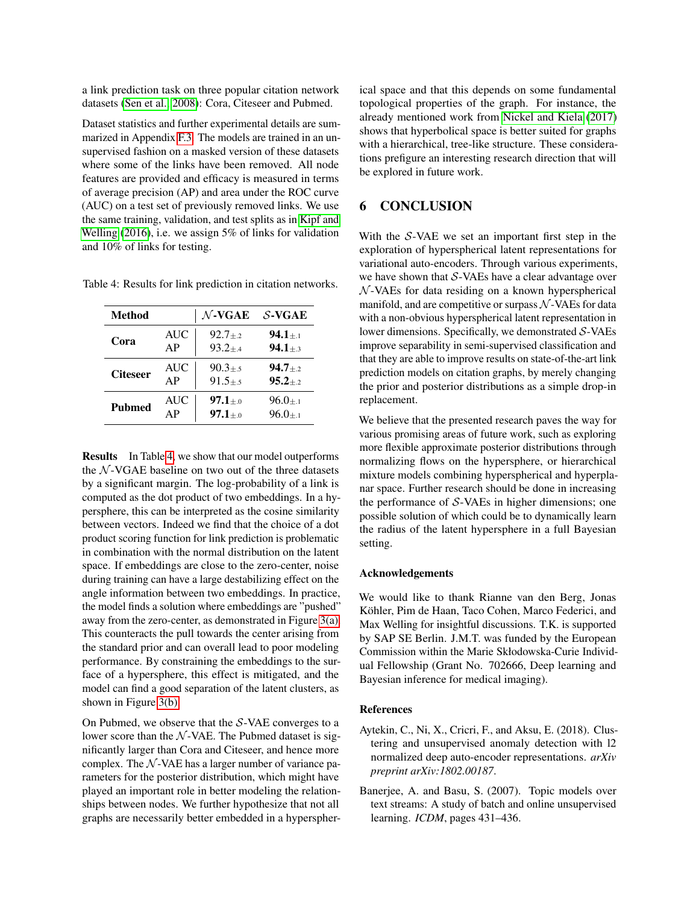a link prediction task on three popular citation network datasets (Sen et al., 2008): Cora, Citeseer and Pubmed.

Dataset statistics and further experimental details are summarized in Appendix F.3. The models are trained in an unsupervised fashion on a masked version of these datasets where some of the links have been removed. All node features are provided and efficacy is measured in terms of average precision (AP) and area under the ROC curve (AUC) on a test set of previously removed links. We use the same training, validation, and test splits as in Kipf and Welling (2016), i.e. we assign 5% of links for validation and 10% of links for testing.

Table 4: Results for link prediction in citation networks.

| Method | | $\mathcal{N}$-VGAE | $\mathcal{S}$-VGAE |
|---|---|---|---|
| **Cora** | AUC | $92.7_{\pm.2}$ | $\mathbf{94.1}_{\pm.1}$ |
| | AP | $93.2_{\pm.4}$ | $\mathbf{94.1}_{\pm.3}$ |
| **Citeseer** | AUC | $90.3_{\pm.5}$ | $\mathbf{94.7}_{\pm.2}$ |
| | AP | $91.5_{\pm.5}$ | $\mathbf{95.2}_{\pm.2}$ |
| **Pubmed** | AUC | $\mathbf{97.1}_{\pm.0}$ | $96.0_{\pm.1}$ |
| | AP | $\mathbf{97.1}_{\pm.0}$ | $96.0_{\pm.1}$ |

**Results** In Table 4, we show that our model outperforms the $\mathcal{N}$-VGAE baseline on two out of the three datasets by a significant margin. The log-probability of a link is computed as the dot product of two embeddings. In a hypersphere, this can be interpreted as the cosine similarity between vectors. Indeed we find that the choice of a dot product scoring function for link prediction is problematic in combination with the normal distribution on the latent space. If embeddings are close to the zero-center, noise during training can have a large destabilizing effect on the angle information between two embeddings. In practice, the model finds a solution where embeddings are "pushed" away from the zero-center, as demonstrated in Figure 3(a). This counteracts the pull towards the center arising from the standard prior and can overall lead to poor modeling performance. By constraining the embeddings to the surface of a hypersphere, this effect is mitigated, and the model can find a good separation of the latent clusters, as shown in Figure 3(b).

On Pubmed, we observe that the $\mathcal{S}$-VAE converges to a lower score than the $\mathcal{N}$-VAE. The Pubmed dataset is significantly larger than Cora and Citeseer, and hence more complex. The $\mathcal{N}$-VAE has a larger number of variance parameters for the posterior distribution, which might have played an important role in better modeling the relationships between nodes. We further hypothesize that not all graphs are necessarily better embedded in a hyperspherical space and that this depends on some fundamental topological properties of the graph. For instance, the already mentioned work from Nickel and Kiela (2017) shows that hyperbolical space is better suited for graphs with a hierarchical, tree-like structure. These considerations prefigure an interesting research direction that will be explored in future work.

## 6 CONCLUSION

With the $\mathcal{S}$-VAE we set an important first step in the exploration of hyperspherical latent representations for variational auto-encoders. Through various experiments, we have shown that $\mathcal{S}$-VAEs have a clear advantage over $\mathcal{N}$-VAEs for data residing on a known hyperspherical manifold, and are competitive or surpass $\mathcal{N}$-VAEs for data with a non-obvious hyperspherical latent representation in lower dimensions. Specifically, we demonstrated $\mathcal{S}$-VAEs improve separability in semi-supervised classification and that they are able to improve results on state-of-the-art link prediction models on citation graphs, by merely changing the prior and posterior distributions as a simple drop-in replacement.

We believe that the presented research paves the way for various promising areas of future work, such as exploring more flexible approximate posterior distributions through normalizing flows on the hypersphere, or hierarchical mixture models combining hyperspherical and hyperplanar space. Further research should be done in increasing the performance of $\mathcal{S}$-VAEs in higher dimensions; one possible solution of which could be to dynamically learn the radius of the latent hypersphere in a full Bayesian setting.

### Acknowledgements

We would like to thank Rianne van den Berg, Jonas Köhler, Pim de Haan, Taco Cohen, Marco Federici, and Max Welling for insightful discussions. T.K. is supported by SAP SE Berlin. J.M.T. was funded by the European Commission within the Marie Skłodowska-Curie Individual Fellowship (Grant No. 702666, Deep learning and Bayesian inference for medical imaging).

### References

Aytekin, C., Ni, X., Cricri, F., and Aksu, E. (2018). Clustering and unsupervised anomaly detection with l2 normalized deep auto-encoder representations. *arXiv preprint arXiv:1802.00187*.

Banerjee, A. and Basu, S. (2007). Topic models over text streams: A study of batch and online unsupervised learning. *ICDM*, pages 431–436.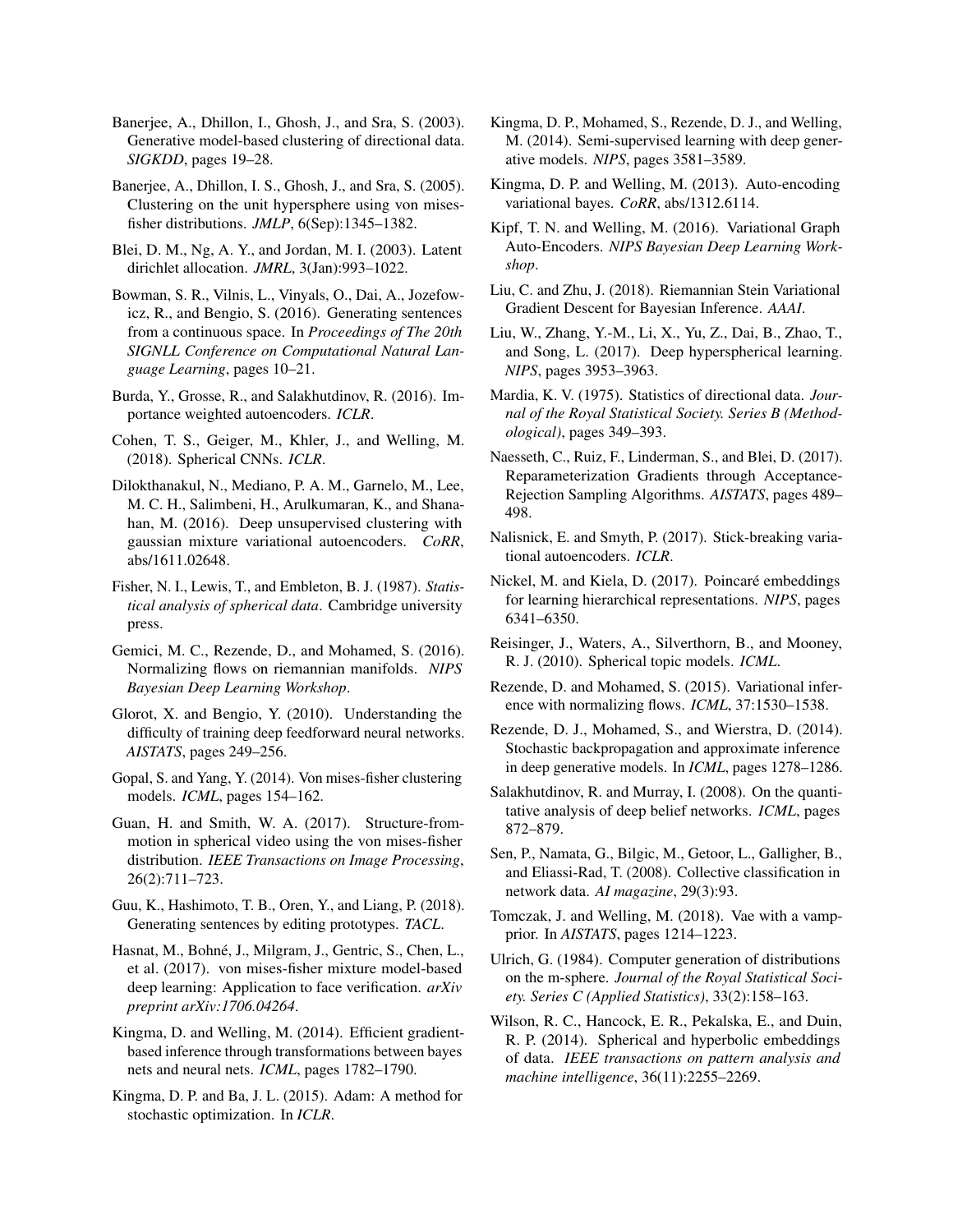Banerjee, A., Dhillon, I., Ghosh, J., and Sra, S. (2003). Generative model-based clustering of directional data. *SIGKDD*, pages 19–28.

Banerjee, A., Dhillon, I. S., Ghosh, J., and Sra, S. (2005). Clustering on the unit hypersphere using von mises-fisher distributions. *JMLP*, 6(Sep):1345–1382.

Blei, D. M., Ng, A. Y., and Jordan, M. I. (2003). Latent dirichlet allocation. *JMRL*, 3(Jan):993–1022.

Bowman, S. R., Vilnis, L., Vinyals, O., Dai, A., Jozefowicz, R., and Bengio, S. (2016). Generating sentences from a continuous space. In *Proceedings of The 20th SIGNLL Conference on Computational Natural Language Learning*, pages 10–21.

Burda, Y., Grosse, R., and Salakhutdinov, R. (2016). Importance weighted autoencoders. *ICLR*.

Cohen, T. S., Geiger, M., Khler, J., and Welling, M. (2018). Spherical CNNs. *ICLR*.

Dilokthanakul, N., Mediano, P. A. M., Garnelo, M., Lee, M. C. H., Salimbeni, H., Arulkumaran, K., and Shanahan, M. (2016). Deep unsupervised clustering with gaussian mixture variational autoencoders. *CoRR*, abs/1611.02648.

Fisher, N. I., Lewis, T., and Embleton, B. J. (1987). *Statistical analysis of spherical data*. Cambridge university press.

Gemici, M. C., Rezende, D., and Mohamed, S. (2016). Normalizing flows on riemannian manifolds. *NIPS Bayesian Deep Learning Workshop*.

Glorot, X. and Bengio, Y. (2010). Understanding the difficulty of training deep feedforward neural networks. *AISTATS*, pages 249–256.

Gopal, S. and Yang, Y. (2014). Von mises-fisher clustering models. *ICML*, pages 154–162.

Guan, H. and Smith, W. A. (2017). Structure-from-motion in spherical video using the von mises-fisher distribution. *IEEE Transactions on Image Processing*, 26(2):711–723.

Guu, K., Hashimoto, T. B., Oren, Y., and Liang, P. (2018). Generating sentences by editing prototypes. *TACL*.

Hasnat, M., Bohné, J., Milgram, J., Gentric, S., Chen, L., et al. (2017). von mises-fisher mixture model-based deep learning: Application to face verification. *arXiv preprint arXiv:1706.04264*.

Kingma, D. and Welling, M. (2014). Efficient gradient-based inference through transformations between bayes nets and neural nets. *ICML*, pages 1782–1790.

Kingma, D. P. and Ba, J. L. (2015). Adam: A method for stochastic optimization. In *ICLR*.

Kingma, D. P., Mohamed, S., Rezende, D. J., and Welling, M. (2014). Semi-supervised learning with deep generative models. *NIPS*, pages 3581–3589.

Kingma, D. P. and Welling, M. (2013). Auto-encoding variational bayes. *CoRR*, abs/1312.6114.

Kipf, T. N. and Welling, M. (2016). Variational Graph Auto-Encoders. *NIPS Bayesian Deep Learning Workshop*.

Liu, C. and Zhu, J. (2018). Riemannian Stein Variational Gradient Descent for Bayesian Inference. *AAAI*.

Liu, W., Zhang, Y.-M., Li, X., Yu, Z., Dai, B., Zhao, T., and Song, L. (2017). Deep hyperspherical learning. *NIPS*, pages 3953–3963.

Mardia, K. V. (1975). Statistics of directional data. *Journal of the Royal Statistical Society. Series B (Methodological)*, pages 349–393.

Naesseth, C., Ruiz, F., Linderman, S., and Blei, D. (2017). Reparameterization Gradients through Acceptance-Rejection Sampling Algorithms. *AISTATS*, pages 489–498.

Nalisnick, E. and Smyth, P. (2017). Stick-breaking variational autoencoders. *ICLR*.

Nickel, M. and Kiela, D. (2017). Poincaré embeddings for learning hierarchical representations. *NIPS*, pages 6341–6350.

Reisinger, J., Waters, A., Silverthorn, B., and Mooney, R. J. (2010). Spherical topic models. *ICML*.

Rezende, D. and Mohamed, S. (2015). Variational inference with normalizing flows. *ICML*, 37:1530–1538.

Rezende, D. J., Mohamed, S., and Wierstra, D. (2014). Stochastic backpropagation and approximate inference in deep generative models. In *ICML*, pages 1278–1286.

Salakhutdinov, R. and Murray, I. (2008). On the quantitative analysis of deep belief networks. *ICML*, pages 872–879.

Sen, P., Namata, G., Bilgic, M., Getoor, L., Galligher, B., and Eliassi-Rad, T. (2008). Collective classification in network data. *AI magazine*, 29(3):93.

Tomczak, J. and Welling, M. (2018). Vae with a vampprior. In *AISTATS*, pages 1214–1223.

Ulrich, G. (1984). Computer generation of distributions on the m-sphere. *Journal of the Royal Statistical Society. Series C (Applied Statistics)*, 33(2):158–163.

Wilson, R. C., Hancock, E. R., Pekalska, E., and Duin, R. P. (2014). Spherical and hyperbolic embeddings of data. *IEEE transactions on pattern analysis and machine intelligence*, 36(11):2255–2269.